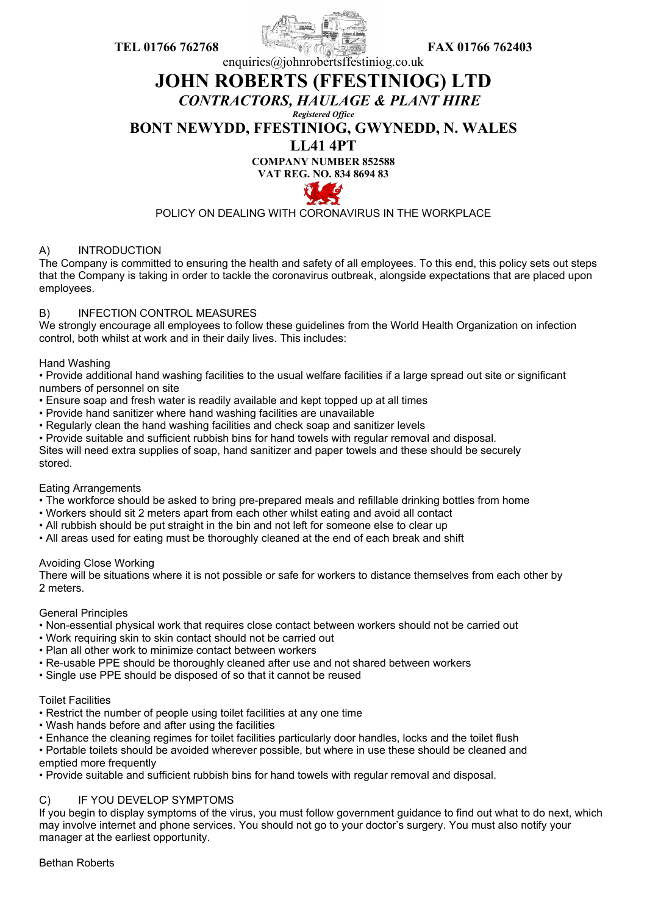TEL 01766 762768 FAX 01766 762403

enquiries@johnrobertsffestiniog.co.uk

# JOHN ROBERTS (FFESTINIOG) LTD

***CONTRACTORS, HAULAGE & PLANT HIRE***

***Registered Office***

**BONT NEWYDD, FFESTINIOG, GWYNEDD, N. WALES**

**LL41 4PT**

**COMPANY NUMBER 852588**

**VAT REG. NO. 834 8694 83**

## POLICY ON DEALING WITH CORONAVIRUS IN THE WORKPLACE

### A) INTRODUCTION

The Company is committed to ensuring the health and safety of all employees. To this end, this policy sets out steps that the Company is taking in order to tackle the coronavirus outbreak, alongside expectations that are placed upon employees.

### B) INFECTION CONTROL MEASURES

We strongly encourage all employees to follow these guidelines from the World Health Organization on infection control, both whilst at work and in their daily lives. This includes:

Hand Washing

- Provide additional hand washing facilities to the usual welfare facilities if a large spread out site or significant numbers of personnel on site
- Ensure soap and fresh water is readily available and kept topped up at all times
- Provide hand sanitizer where hand washing facilities are unavailable
- Regularly clean the hand washing facilities and check soap and sanitizer levels
- Provide suitable and sufficient rubbish bins for hand towels with regular removal and disposal.

Sites will need extra supplies of soap, hand sanitizer and paper towels and these should be securely stored.

Eating Arrangements

- The workforce should be asked to bring pre-prepared meals and refillable drinking bottles from home
- Workers should sit 2 meters apart from each other whilst eating and avoid all contact
- All rubbish should be put straight in the bin and not left for someone else to clear up
- All areas used for eating must be thoroughly cleaned at the end of each break and shift

Avoiding Close Working

There will be situations where it is not possible or safe for workers to distance themselves from each other by 2 meters.

General Principles

- Non-essential physical work that requires close contact between workers should not be carried out
- Work requiring skin to skin contact should not be carried out
- Plan all other work to minimize contact between workers
- Re-usable PPE should be thoroughly cleaned after use and not shared between workers
- Single use PPE should be disposed of so that it cannot be reused

Toilet Facilities

- Restrict the number of people using toilet facilities at any one time
- Wash hands before and after using the facilities
- Enhance the cleaning regimes for toilet facilities particularly door handles, locks and the toilet flush
- Portable toilets should be avoided wherever possible, but where in use these should be cleaned and emptied more frequently
- Provide suitable and sufficient rubbish bins for hand towels with regular removal and disposal.

### C) IF YOU DEVELOP SYMPTOMS

If you begin to display symptoms of the virus, you must follow government guidance to find out what to do next, which may involve internet and phone services. You should not go to your doctor's surgery. You must also notify your manager at the earliest opportunity.

Bethan Roberts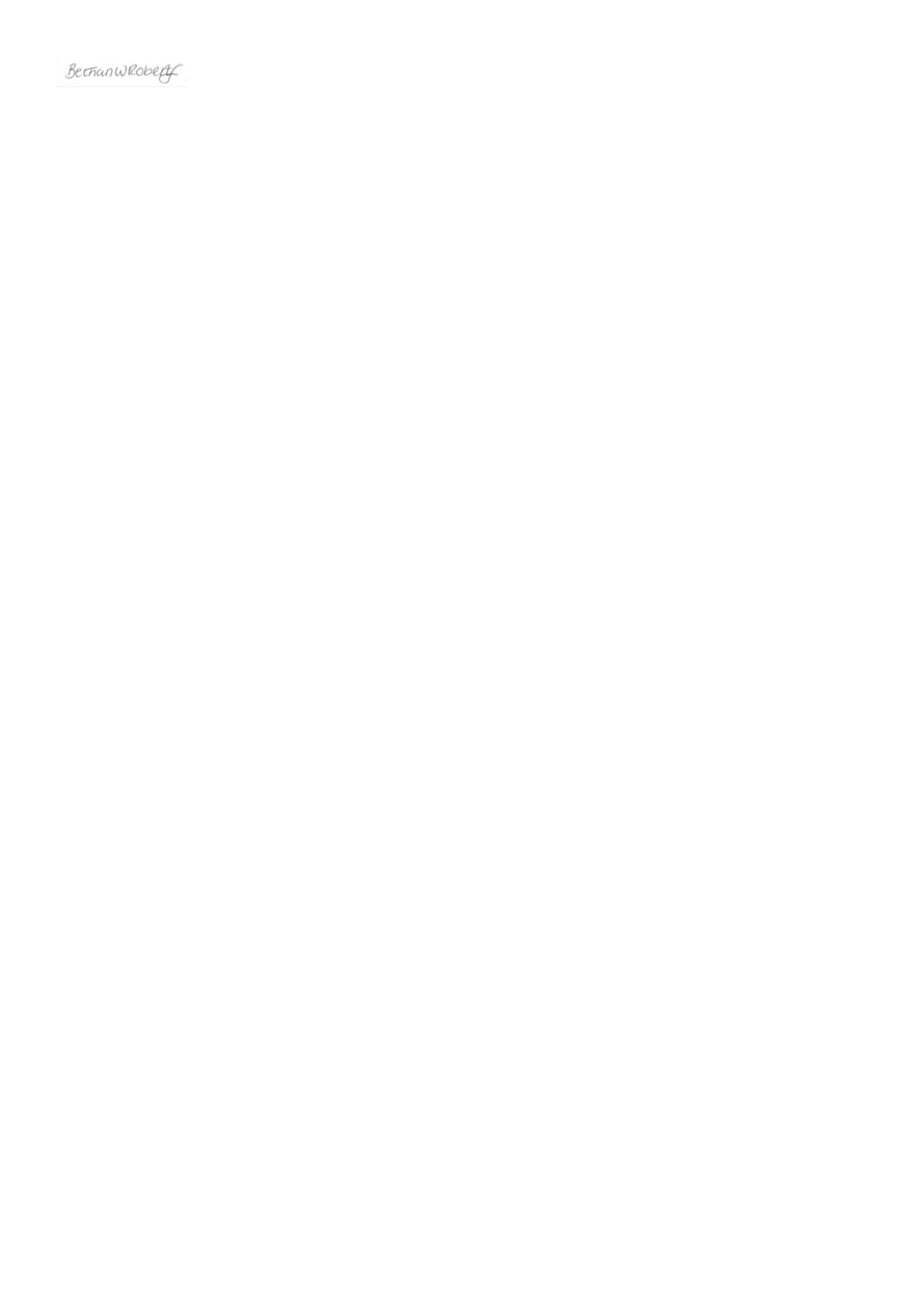Bethan W Roberts